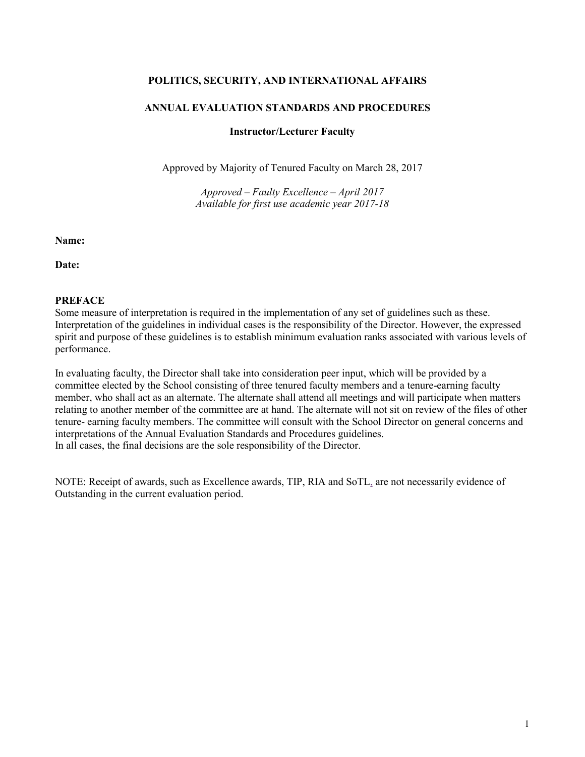**POLITICS, SECURITY, AND INTERNATIONAL AFFAIRS**

**ANNUAL EVALUATION STANDARDS AND PROCEDURES**

**Instructor/Lecturer Faculty**

Approved by Majority of Tenured Faculty on March 28, 2017

*Approved – Faulty Excellence – April 2017*
*Available for first use academic year 2017-18*

**Name:**

**Date:**

## PREFACE

Some measure of interpretation is required in the implementation of any set of guidelines such as these. Interpretation of the guidelines in individual cases is the responsibility of the Director. However, the expressed spirit and purpose of these guidelines is to establish minimum evaluation ranks associated with various levels of performance.

In evaluating faculty, the Director shall take into consideration peer input, which will be provided by a committee elected by the School consisting of three tenured faculty members and a tenure-earning faculty member, who shall act as an alternate. The alternate shall attend all meetings and will participate when matters relating to another member of the committee are at hand. The alternate will not sit on review of the files of other tenure- earning faculty members. The committee will consult with the School Director on general concerns and interpretations of the Annual Evaluation Standards and Procedures guidelines.
In all cases, the final decisions are the sole responsibility of the Director.

NOTE: Receipt of awards, such as Excellence awards, TIP, RIA and SoTL, are not necessarily evidence of Outstanding in the current evaluation period.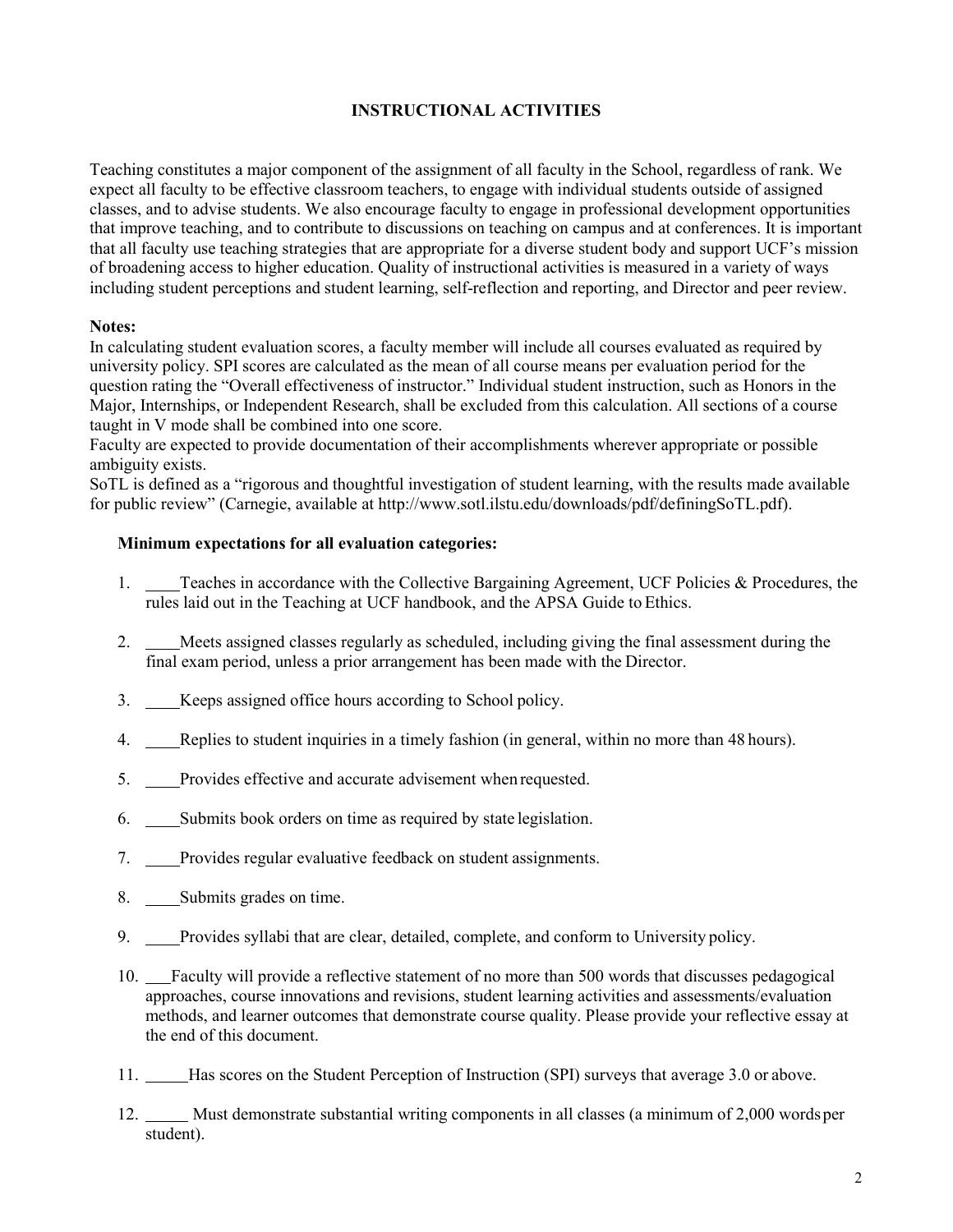## INSTRUCTIONAL ACTIVITIES

Teaching constitutes a major component of the assignment of all faculty in the School, regardless of rank. We expect all faculty to be effective classroom teachers, to engage with individual students outside of assigned classes, and to advise students. We also encourage faculty to engage in professional development opportunities that improve teaching, and to contribute to discussions on teaching on campus and at conferences. It is important that all faculty use teaching strategies that are appropriate for a diverse student body and support UCF's mission of broadening access to higher education. Quality of instructional activities is measured in a variety of ways including student perceptions and student learning, self-reflection and reporting, and Director and peer review.

**Notes:**

In calculating student evaluation scores, a faculty member will include all courses evaluated as required by university policy. SPI scores are calculated as the mean of all course means per evaluation period for the question rating the "Overall effectiveness of instructor." Individual student instruction, such as Honors in the Major, Internships, or Independent Research, shall be excluded from this calculation. All sections of a course taught in V mode shall be combined into one score.

Faculty are expected to provide documentation of their accomplishments wherever appropriate or possible ambiguity exists.

SoTL is defined as a "rigorous and thoughtful investigation of student learning, with the results made available for public review" (Carnegie, available at http://www.sotl.ilstu.edu/downloads/pdf/definingSoTL.pdf).

**Minimum expectations for all evaluation categories:**

1. ____Teaches in accordance with the Collective Bargaining Agreement, UCF Policies & Procedures, the rules laid out in the Teaching at UCF handbook, and the APSA Guide to Ethics.

2. ____Meets assigned classes regularly as scheduled, including giving the final assessment during the final exam period, unless a prior arrangement has been made with the Director.

3. ____Keeps assigned office hours according to School policy.

4. ____Replies to student inquiries in a timely fashion (in general, within no more than 48 hours).

5. ____Provides effective and accurate advisement when requested.

6. ____Submits book orders on time as required by state legislation.

7. ____Provides regular evaluative feedback on student assignments.

8. ____Submits grades on time.

9. ____Provides syllabi that are clear, detailed, complete, and conform to University policy.

10. ___Faculty will provide a reflective statement of no more than 500 words that discusses pedagogical approaches, course innovations and revisions, student learning activities and assessments/evaluation methods, and learner outcomes that demonstrate course quality. Please provide your reflective essay at the end of this document.

11. _____Has scores on the Student Perception of Instruction (SPI) surveys that average 3.0 or above.

12. _____ Must demonstrate substantial writing components in all classes (a minimum of 2,000 words per student).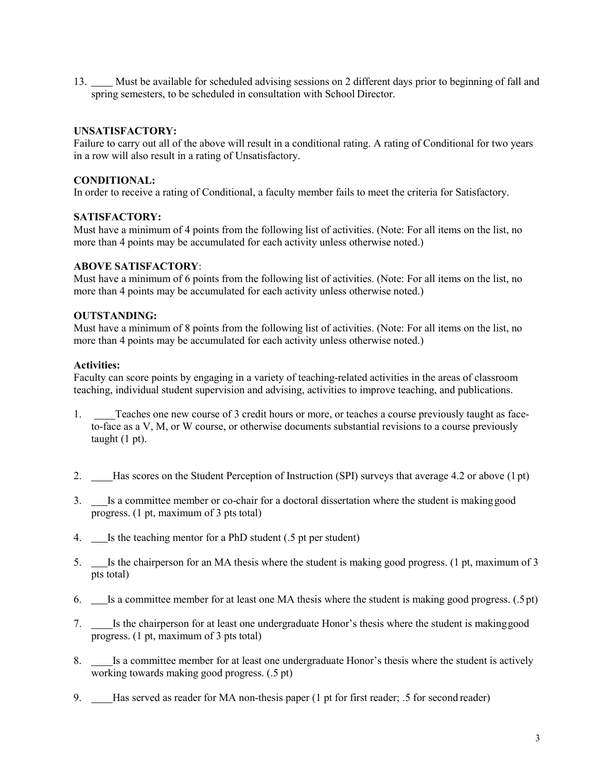13. ____ Must be available for scheduled advising sessions on 2 different days prior to beginning of fall and spring semesters, to be scheduled in consultation with School Director.

**UNSATISFACTORY:**
Failure to carry out all of the above will result in a conditional rating. A rating of Conditional for two years in a row will also result in a rating of Unsatisfactory.

**CONDITIONAL:**
In order to receive a rating of Conditional, a faculty member fails to meet the criteria for Satisfactory.

**SATISFACTORY:**
Must have a minimum of 4 points from the following list of activities. (Note: For all items on the list, no more than 4 points may be accumulated for each activity unless otherwise noted.)

**ABOVE SATISFACTORY**:
Must have a minimum of 6 points from the following list of activities. (Note: For all items on the list, no more than 4 points may be accumulated for each activity unless otherwise noted.)

**OUTSTANDING:**
Must have a minimum of 8 points from the following list of activities. (Note: For all items on the list, no more than 4 points may be accumulated for each activity unless otherwise noted.)

**Activities:**
Faculty can score points by engaging in a variety of teaching-related activities in the areas of classroom teaching, individual student supervision and advising, activities to improve teaching, and publications.

1. ____Teaches one new course of 3 credit hours or more, or teaches a course previously taught as face-to-face as a V, M, or W course, or otherwise documents substantial revisions to a course previously taught (1 pt).

2. ____Has scores on the Student Perception of Instruction (SPI) surveys that average 4.2 or above (1 pt)

3. ___Is a committee member or co-chair for a doctoral dissertation where the student is making good progress. (1 pt, maximum of 3 pts total)

4. ___Is the teaching mentor for a PhD student (.5 pt per student)

5. ___Is the chairperson for an MA thesis where the student is making good progress. (1 pt, maximum of 3 pts total)

6. ___Is a committee member for at least one MA thesis where the student is making good progress. (.5 pt)

7. ____Is the chairperson for at least one undergraduate Honor's thesis where the student is making good progress. (1 pt, maximum of 3 pts total)

8. ____Is a committee member for at least one undergraduate Honor's thesis where the student is actively working towards making good progress. (.5 pt)

9. ____Has served as reader for MA non-thesis paper (1 pt for first reader; .5 for second reader)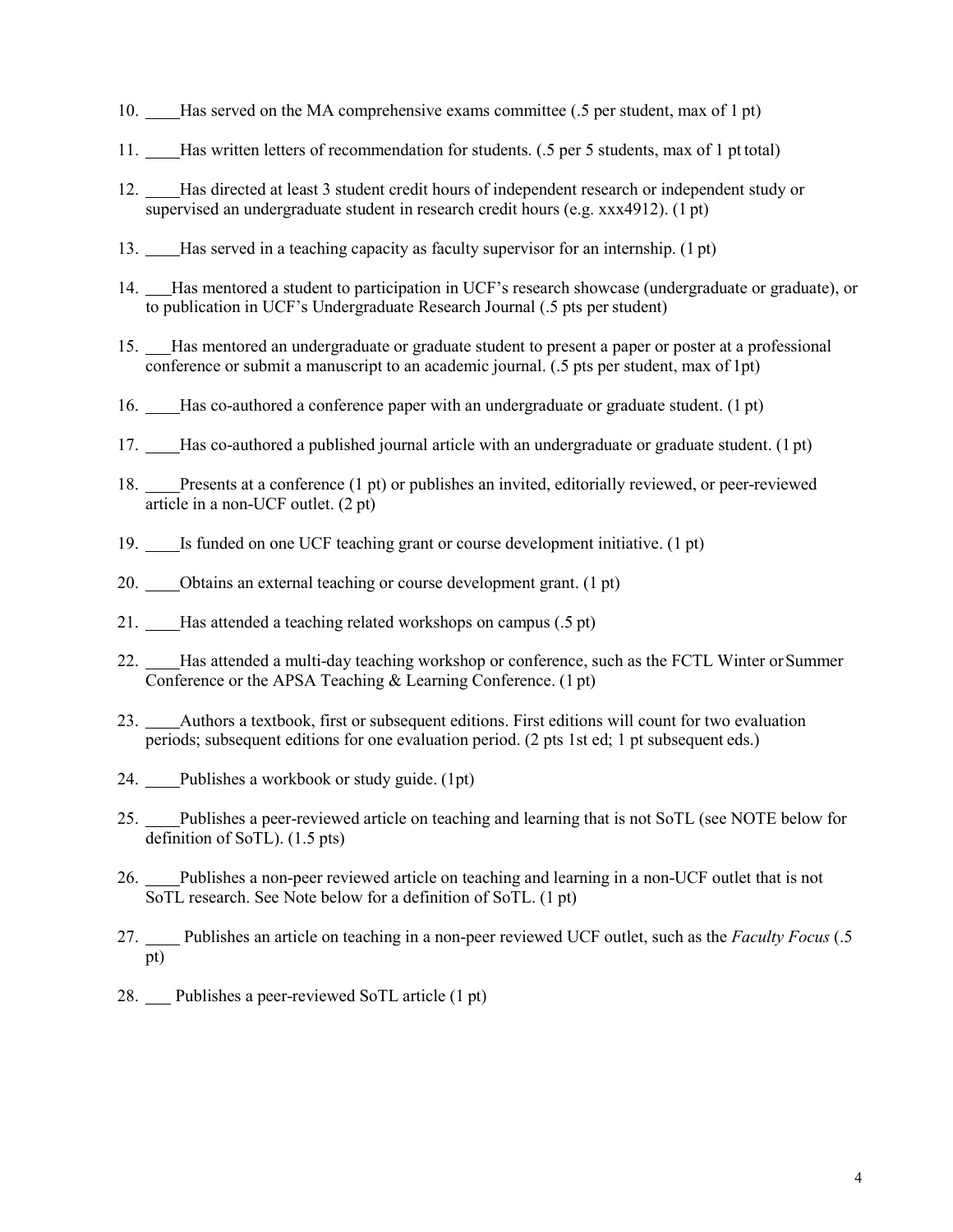10. ____Has served on the MA comprehensive exams committee (.5 per student, max of 1 pt)

11. ____Has written letters of recommendation for students. (.5 per 5 students, max of 1 pt total)

12. ____Has directed at least 3 student credit hours of independent research or independent study or supervised an undergraduate student in research credit hours (e.g. xxx4912). (1 pt)

13. ____Has served in a teaching capacity as faculty supervisor for an internship. (1 pt)

14. ___Has mentored a student to participation in UCF's research showcase (undergraduate or graduate), or to publication in UCF's Undergraduate Research Journal (.5 pts per student)

15. ___Has mentored an undergraduate or graduate student to present a paper or poster at a professional conference or submit a manuscript to an academic journal. (.5 pts per student, max of 1pt)

16. ____Has co-authored a conference paper with an undergraduate or graduate student. (1 pt)

17. ____Has co-authored a published journal article with an undergraduate or graduate student. (1 pt)

18. ____Presents at a conference (1 pt) or publishes an invited, editorially reviewed, or peer-reviewed article in a non-UCF outlet. (2 pt)

19. ____Is funded on one UCF teaching grant or course development initiative. (1 pt)

20. ____Obtains an external teaching or course development grant. (1 pt)

21. ____Has attended a teaching related workshops on campus (.5 pt)

22. ____Has attended a multi-day teaching workshop or conference, such as the FCTL Winter or Summer Conference or the APSA Teaching & Learning Conference. (1 pt)

23. ____Authors a textbook, first or subsequent editions. First editions will count for two evaluation periods; subsequent editions for one evaluation period. (2 pts 1st ed; 1 pt subsequent eds.)

24. ____Publishes a workbook or study guide. (1pt)

25. ____Publishes a peer-reviewed article on teaching and learning that is not SoTL (see NOTE below for definition of SoTL). (1.5 pts)

26. ____Publishes a non-peer reviewed article on teaching and learning in a non-UCF outlet that is not SoTL research. See Note below for a definition of SoTL. (1 pt)

27. ____ Publishes an article on teaching in a non-peer reviewed UCF outlet, such as the *Faculty Focus* (.5 pt)

28. ___ Publishes a peer-reviewed SoTL article (1 pt)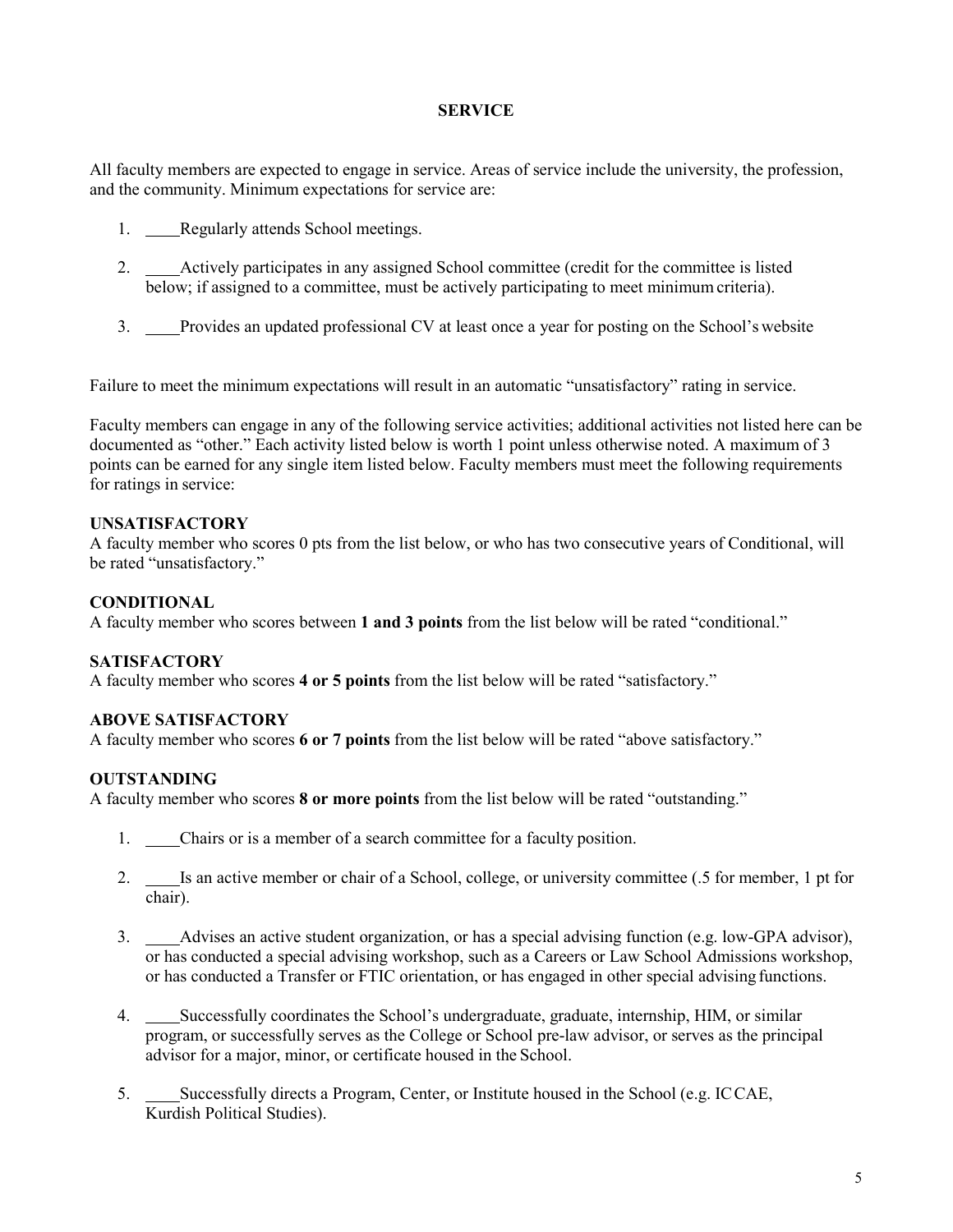## SERVICE

All faculty members are expected to engage in service. Areas of service include the university, the profession, and the community. Minimum expectations for service are:

1. ____Regularly attends School meetings.
2. ____Actively participates in any assigned School committee (credit for the committee is listed below; if assigned to a committee, must be actively participating to meet minimum criteria).
3. ____Provides an updated professional CV at least once a year for posting on the School's website

Failure to meet the minimum expectations will result in an automatic "unsatisfactory" rating in service.

Faculty members can engage in any of the following service activities; additional activities not listed here can be documented as "other." Each activity listed below is worth 1 point unless otherwise noted. A maximum of 3 points can be earned for any single item listed below. Faculty members must meet the following requirements for ratings in service:

**UNSATISFACTORY**
A faculty member who scores 0 pts from the list below, or who has two consecutive years of Conditional, will be rated "unsatisfactory."

**CONDITIONAL**
A faculty member who scores between **1 and 3 points** from the list below will be rated "conditional."

**SATISFACTORY**
A faculty member who scores **4 or 5 points** from the list below will be rated "satisfactory."

**ABOVE SATISFACTORY**
A faculty member who scores **6 or 7 points** from the list below will be rated "above satisfactory."

**OUTSTANDING**
A faculty member who scores **8 or more points** from the list below will be rated "outstanding."

1. ____Chairs or is a member of a search committee for a faculty position.
2. ____Is an active member or chair of a School, college, or university committee (.5 for member, 1 pt for chair).
3. ____Advises an active student organization, or has a special advising function (e.g. low-GPA advisor), or has conducted a special advising workshop, such as a Careers or Law School Admissions workshop, or has conducted a Transfer or FTIC orientation, or has engaged in other special advising functions.
4. ____Successfully coordinates the School's undergraduate, graduate, internship, HIM, or similar program, or successfully serves as the College or School pre-law advisor, or serves as the principal advisor for a major, minor, or certificate housed in the School.
5. ____Successfully directs a Program, Center, or Institute housed in the School (e.g. ICCAE, Kurdish Political Studies).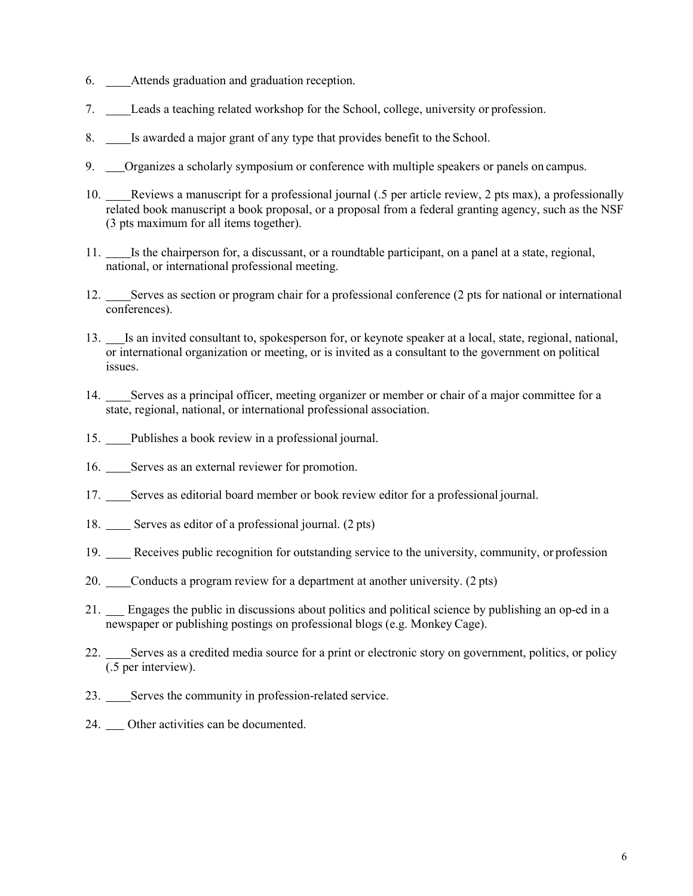6. ____Attends graduation and graduation reception.
7. ____Leads a teaching related workshop for the School, college, university or profession.
8. ____Is awarded a major grant of any type that provides benefit to the School.
9. ___Organizes a scholarly symposium or conference with multiple speakers or panels on campus.
10. ____Reviews a manuscript for a professional journal (.5 per article review, 2 pts max), a professionally related book manuscript a book proposal, or a proposal from a federal granting agency, such as the NSF (3 pts maximum for all items together).
11. ____Is the chairperson for, a discussant, or a roundtable participant, on a panel at a state, regional, national, or international professional meeting.
12. ____Serves as section or program chair for a professional conference (2 pts for national or international conferences).
13. ___Is an invited consultant to, spokesperson for, or keynote speaker at a local, state, regional, national, or international organization or meeting, or is invited as a consultant to the government on political issues.
14. ____Serves as a principal officer, meeting organizer or member or chair of a major committee for a state, regional, national, or international professional association.
15. ____Publishes a book review in a professional journal.
16. ____Serves as an external reviewer for promotion.
17. ____Serves as editorial board member or book review editor for a professional journal.
18. ____ Serves as editor of a professional journal. (2 pts)
19. ____ Receives public recognition for outstanding service to the university, community, or profession
20. ____Conducts a program review for a department at another university. (2 pts)
21. ___ Engages the public in discussions about politics and political science by publishing an op-ed in a newspaper or publishing postings on professional blogs (e.g. Monkey Cage).
22. ____Serves as a credited media source for a print or electronic story on government, politics, or policy (.5 per interview).
23. ____Serves the community in profession-related service.
24. ___ Other activities can be documented.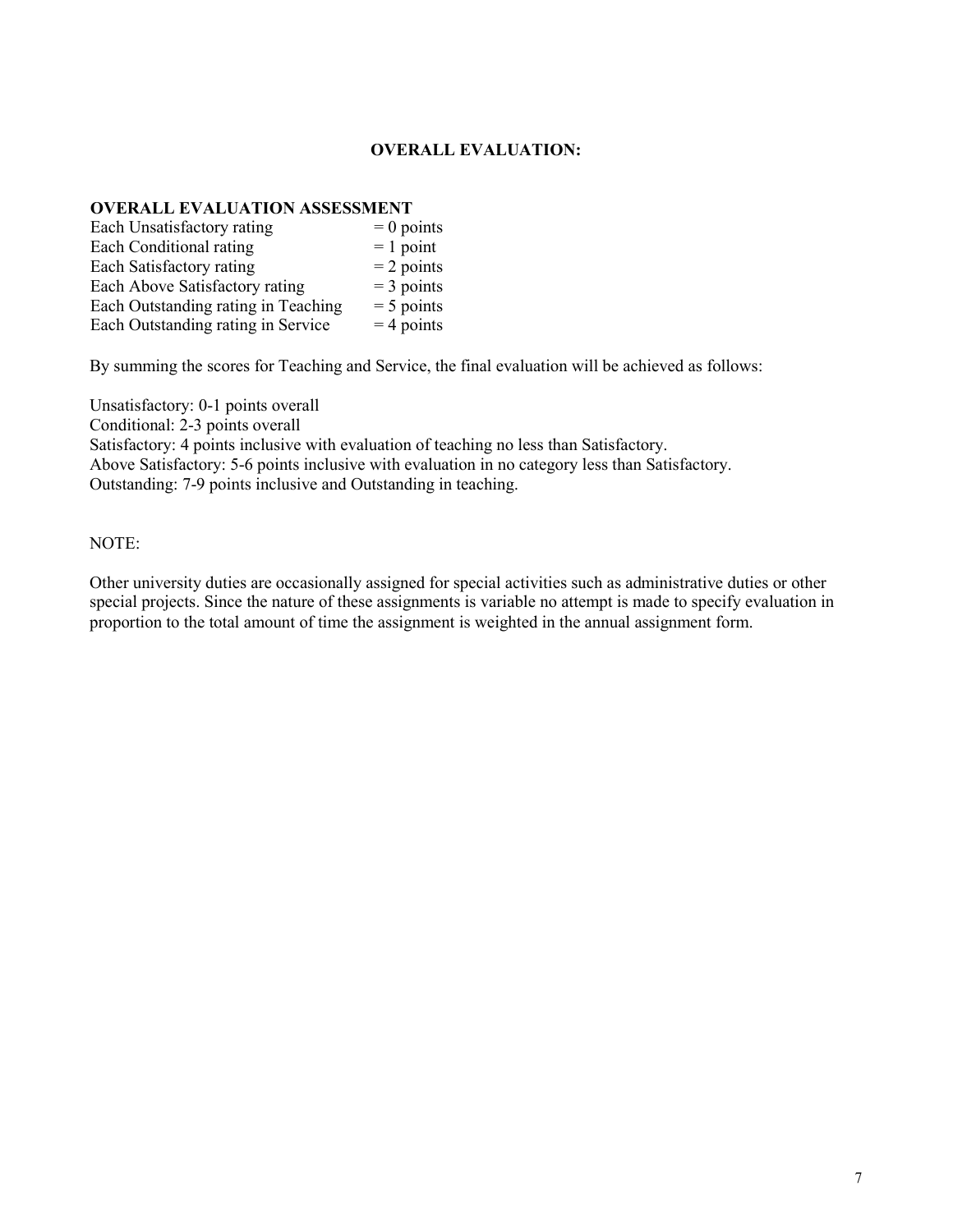**OVERALL EVALUATION:**

**OVERALL EVALUATION ASSESSMENT**

| | |
|---|---|
| Each Unsatisfactory rating | = 0 points |
| Each Conditional rating | = 1 point |
| Each Satisfactory rating | = 2 points |
| Each Above Satisfactory rating | = 3 points |
| Each Outstanding rating in Teaching | = 5 points |
| Each Outstanding rating in Service | = 4 points |

By summing the scores for Teaching and Service, the final evaluation will be achieved as follows:

Unsatisfactory: 0-1 points overall
Conditional: 2-3 points overall
Satisfactory: 4 points inclusive with evaluation of teaching no less than Satisfactory.
Above Satisfactory: 5-6 points inclusive with evaluation in no category less than Satisfactory.
Outstanding: 7-9 points inclusive and Outstanding in teaching.

NOTE:

Other university duties are occasionally assigned for special activities such as administrative duties or other special projects. Since the nature of these assignments is variable no attempt is made to specify evaluation in proportion to the total amount of time the assignment is weighted in the annual assignment form.